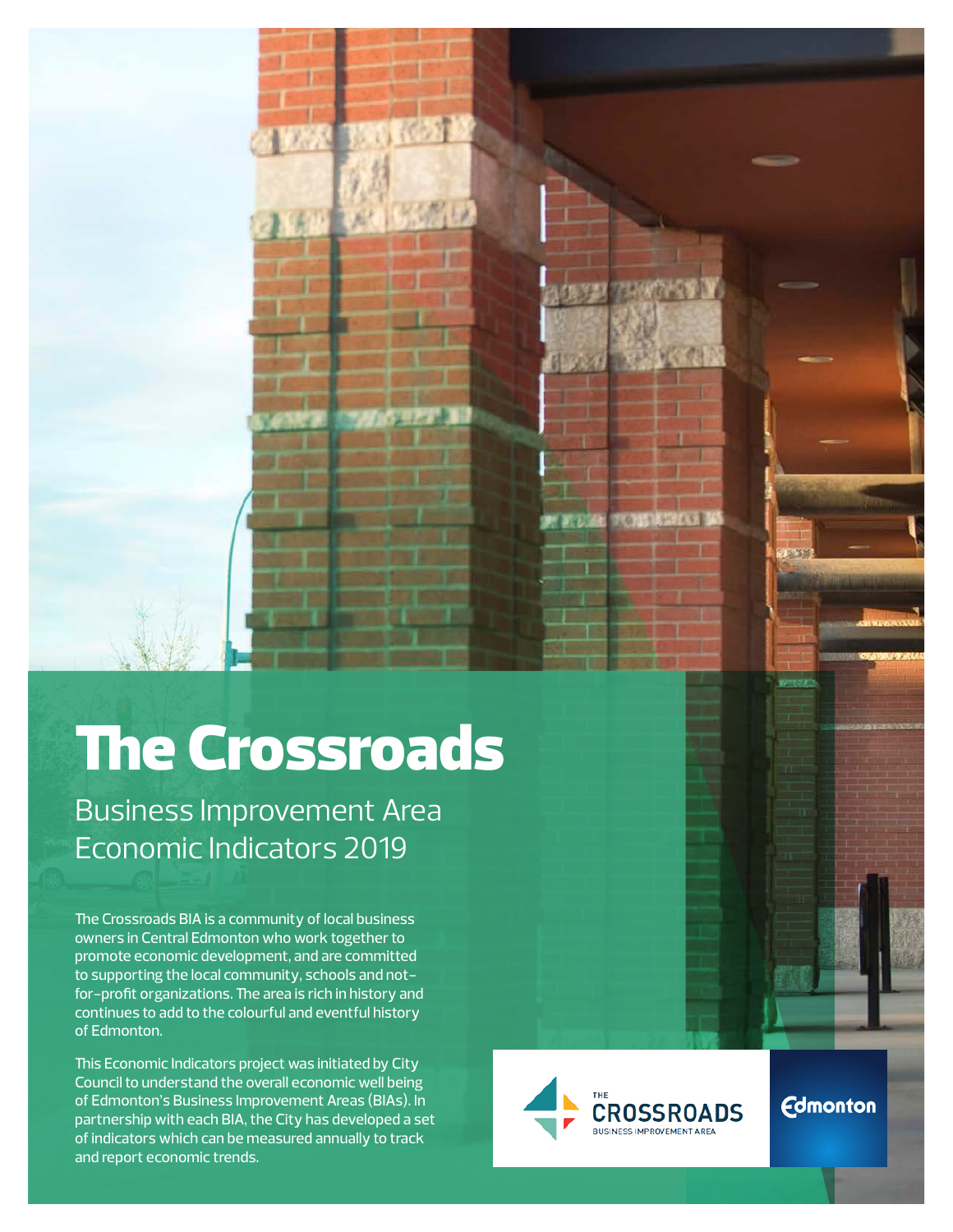# The Crossroads

## Business Improvement Area Economic Indicators 2019

The Crossroads BIA is a community of local business owners in Central Edmonton who work together to promote economic development, and are committed to supporting the local community, schools and not-for-profit organizations. The area is rich in history and continues to add to the colourful and eventful history of Edmonton.

This Economic Indicators project was initiated by City Council to understand the overall economic well being of Edmonton's Business Improvement Areas (BIAs). In partnership with each BIA, the City has developed a set of indicators which can be measured annually to track and report economic trends.

THE CROSSROADS BUSINESS IMPROVEMENT AREA

Edmonton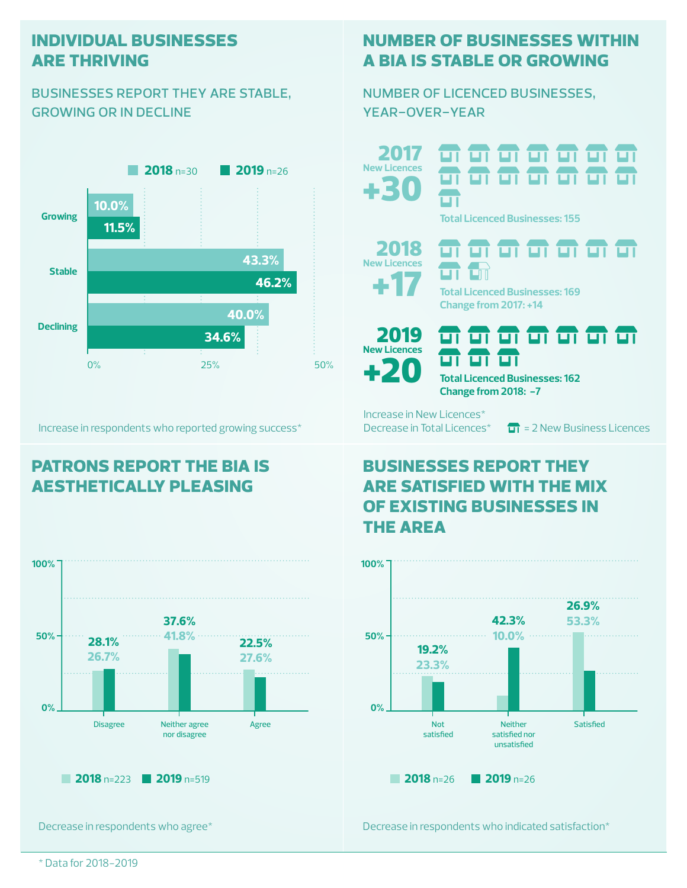## INDIVIDUAL BUSINESSES ARE THRIVING

### BUSINESSES REPORT THEY ARE STABLE, GROWING OR IN DECLINE

| | 2018 n=30 | 2019 n=26 |
|---|---|---|
| Growing | 10.0% | 11.5% |
| Stable | 43.3% | 46.2% |
| Declining | 40.0% | 34.6% |

Increase in respondents who reported growing success*

## NUMBER OF BUSINESSES WITHIN A BIA IS STABLE OR GROWING

### NUMBER OF LICENCED BUSINESSES, YEAR-OVER-YEAR

**2017** New Licences **+30**
Total Licenced Businesses: 155

**2018** New Licences **+17**
Total Licenced Businesses: 169
Change from 2017: +14

**2019** New Licences **+20**
Total Licenced Businesses: 162
Change from 2018: -7

Increase in New Licences*
Decrease in Total Licences*

= 2 New Business Licences

## PATRONS REPORT THE BIA IS AESTHETICALLY PLEASING

| | 2018 n=223 | 2019 n=519 |
|---|---|---|
| Disagree | 26.7% | 28.1% |
| Neither agree nor disagree | 41.8% | 37.6% |
| Agree | 27.6% | 22.5% |

Decrease in respondents who agree*

## BUSINESSES REPORT THEY ARE SATISFIED WITH THE MIX OF EXISTING BUSINESSES IN THE AREA

| | 2018 n=26 | 2019 n=26 |
|---|---|---|
| Not satisfied | 23.3% | 19.2% |
| Neither satisfied nor unsatisfied | 10.0% | 42.3% |
| Satisfied | 53.3% | 26.9% |

Decrease in respondents who indicated satisfaction*

* Data for 2018–2019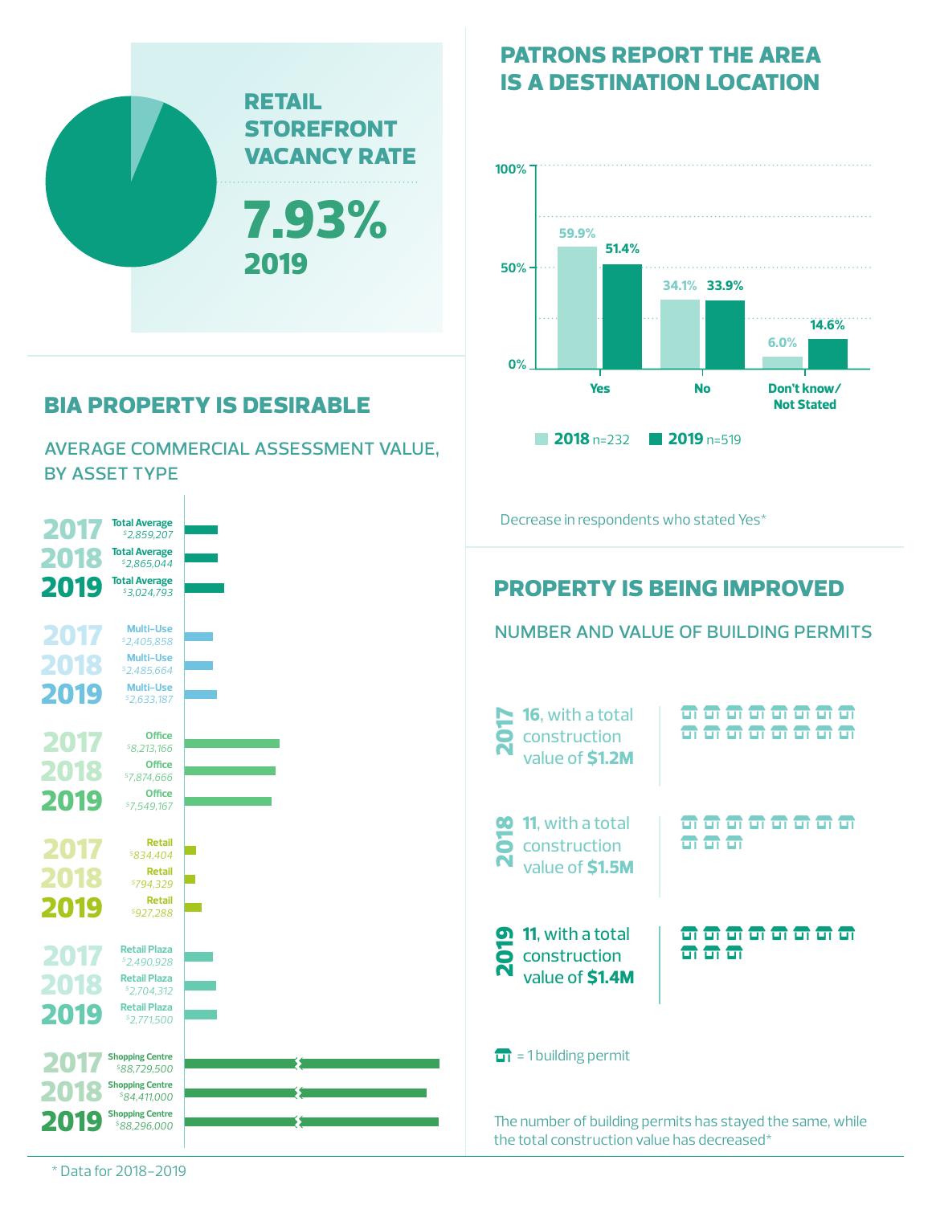## RETAIL STOREFRONT VACANCY RATE

**7.93%**
**2019**

## PATRONS REPORT THE AREA IS A DESTINATION LOCATION

| | 2018 n=232 | 2019 n=519 |
|---|---|---|
| Yes | 59.9% | 51.4% |
| No | 34.1% | 33.9% |
| Don't know/ Not Stated | 6.0% | 14.6% |

Decrease in respondents who stated Yes*

## BIA PROPERTY IS DESIRABLE

### AVERAGE COMMERCIAL ASSESSMENT VALUE, BY ASSET TYPE

| Asset Type | 2017 | 2018 | 2019 |
|---|---|---|---|
| Total Average | $2,859,207 | $2,865,044 | $3,024,793 |
| Multi-Use | $2,405,858 | $2,485,664 | $2,633,187 |
| Office | $8,213,166 | $7,874,666 | $7,549,167 |
| Retail | $834,404 | $794,329 | $927,288 |
| Retail Plaza | $2,490,928 | $2,704,312 | $2,771,500 |
| Shopping Centre | $88,729,500 | $84,411,000 | $88,296,000 |

## PROPERTY IS BEING IMPROVED

### NUMBER AND VALUE OF BUILDING PERMITS

- **2017:** **16**, with a total construction value of **$1.2M**
- **2018:** **11**, with a total construction value of **$1.5M**
- **2019:** **11**, with a total construction value of **$1.4M**

= 1 building permit

The number of building permits has stayed the same, while the total construction value has decreased*

\* Data for 2018–2019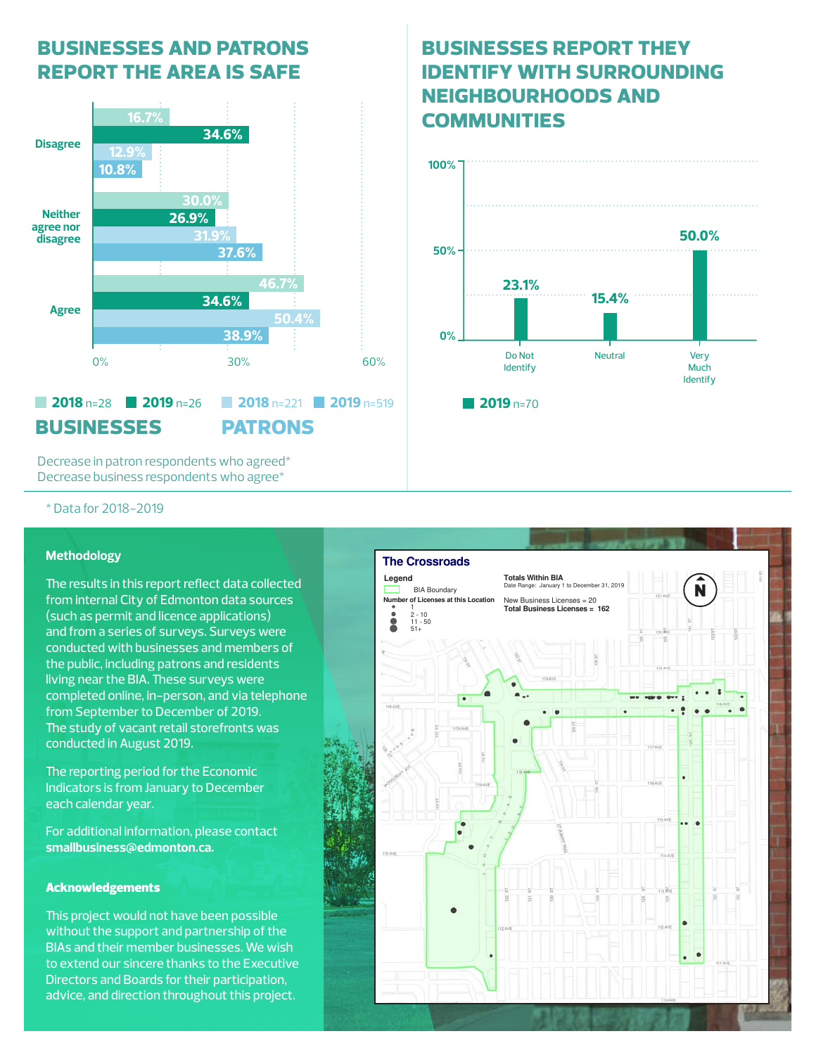## BUSINESSES AND PATRONS REPORT THE AREA IS SAFE

Disagree
16.7%
34.6%
12.9%
10.8%

Neither agree nor disagree
30.0%
26.9%
31.9%
37.6%

Agree
46.7%
34.6%
50.4%
38.9%

0%
30%
60%

**2018** n=28 **2019** n=26 **2018** n=221 **2019** n=519

**BUSINESSES** **PATRONS**

Decrease in patron respondents who agreed*
Decrease business respondents who agree*

## BUSINESSES REPORT THEY IDENTIFY WITH SURROUNDING NEIGHBOURHOODS AND COMMUNITIES

100%
50%
0%

23.1% Do Not Identify
15.4% Neutral
50.0% Very Much Identify

**2019** n=70

\* Data for 2018-2019

### Methodology

The results in this report reflect data collected from internal City of Edmonton data sources (such as permit and licence applications) and from a series of surveys. Surveys were conducted with businesses and members of the public, including patrons and residents living near the BIA. These surveys were completed online, in-person, and via telephone from September to December of 2019. The study of vacant retail storefronts was conducted in August 2019.

The reporting period for the Economic Indicators is from January to December each calendar year.

For additional information, please contact **smallbusiness@edmonton.ca.**

### Acknowledgements

This project would not have been possible without the support and partnership of the BIAs and their member businesses. We wish to extend our sincere thanks to the Executive Directors and Boards for their participation, advice, and direction throughout this project.

**The Crossroads**

Legend
BIA Boundary
Number of Licenses at this Location
1
2 - 10
11 - 50
51+

Totals Within BIA
Date Range: January 1 to December 31, 2019
New Business Licenses = 20
Total Business Licenses = 162

N